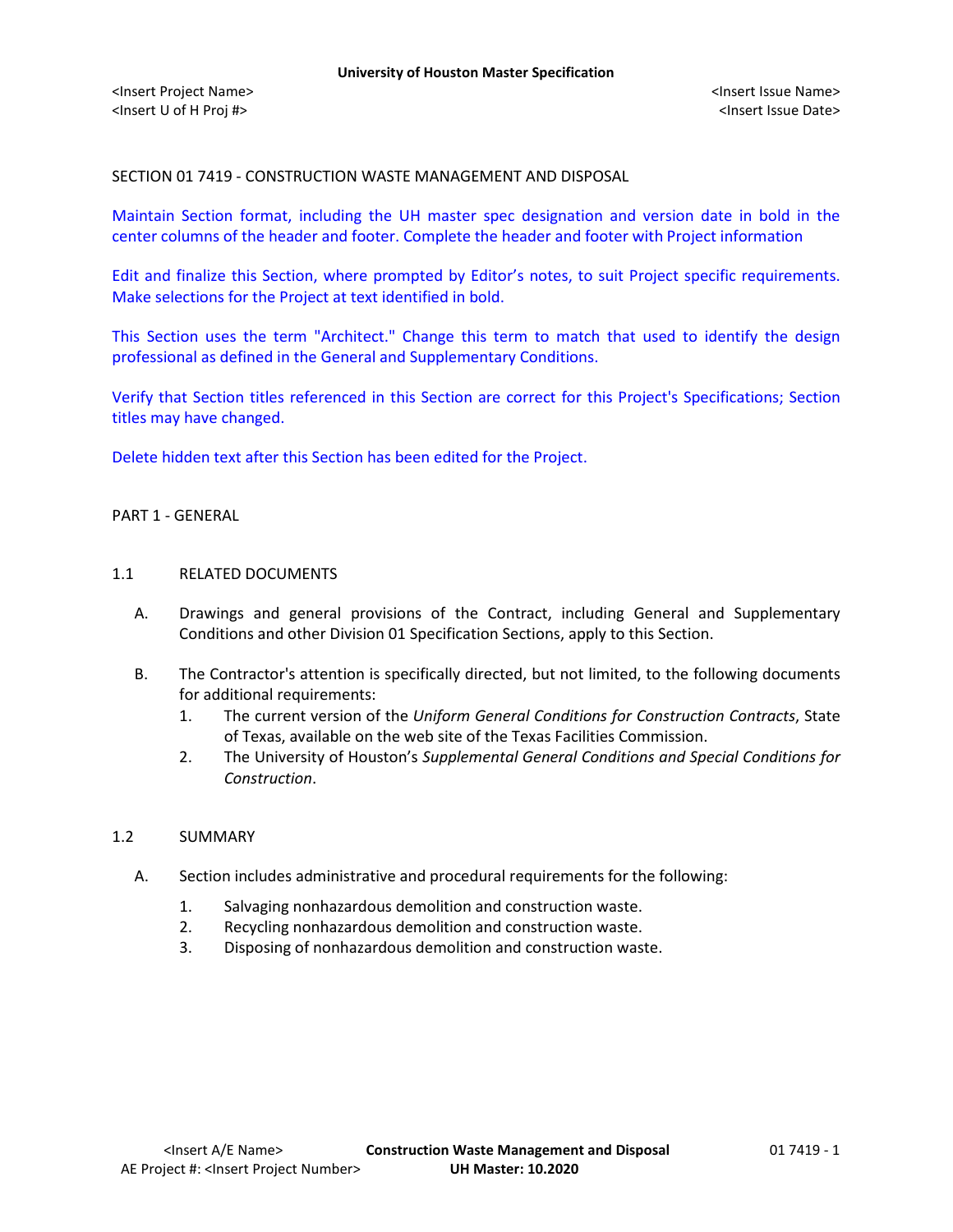SECTION 01 7419 - CONSTRUCTION WASTE MANAGEMENT AND DISPOSAL

Maintain Section format, including the UH master spec designation and version date in bold in the center columns of the header and footer. Complete the header and footer with Project information

Edit and finalize this Section, where prompted by Editor's notes, to suit Project specific requirements. Make selections for the Project at text identified in bold.

This Section uses the term "Architect." Change this term to match that used to identify the design professional as defined in the General and Supplementary Conditions.

Verify that Section titles referenced in this Section are correct for this Project's Specifications; Section titles may have changed.

Delete hidden text after this Section has been edited for the Project.

## PART 1 - GENERAL

### 1.1 RELATED DOCUMENTS

A. Drawings and general provisions of the Contract, including General and Supplementary Conditions and other Division 01 Specification Sections, apply to this Section.

B. The Contractor's attention is specifically directed, but not limited, to the following documents for additional requirements:

1. The current version of the *Uniform General Conditions for Construction Contracts*, State of Texas, available on the web site of the Texas Facilities Commission.
2. The University of Houston's *Supplemental General Conditions and Special Conditions for Construction*.

### 1.2 SUMMARY

A. Section includes administrative and procedural requirements for the following:

1. Salvaging nonhazardous demolition and construction waste.
2. Recycling nonhazardous demolition and construction waste.
3. Disposing of nonhazardous demolition and construction waste.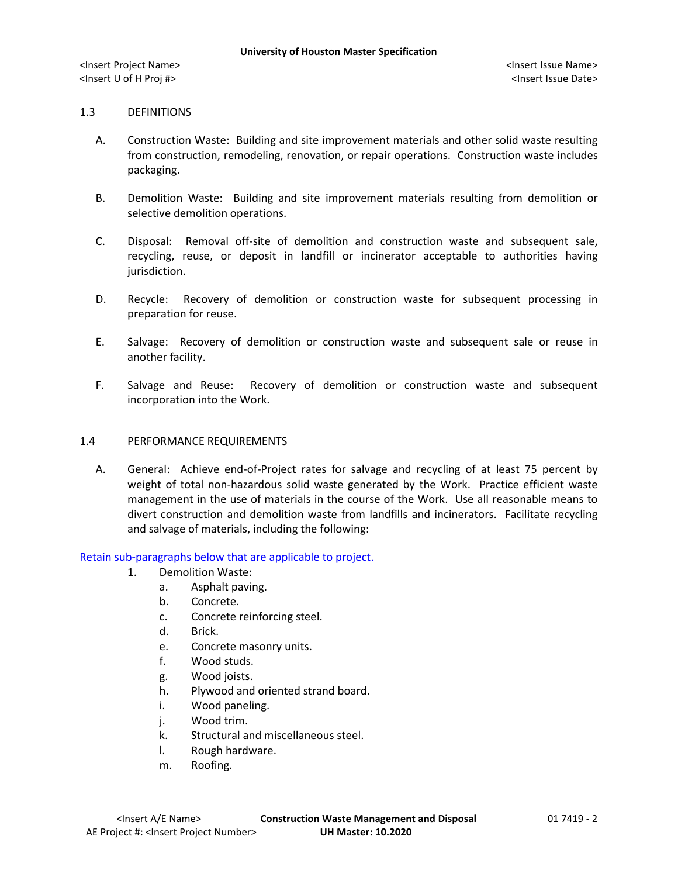## 1.3 DEFINITIONS

A. Construction Waste: Building and site improvement materials and other solid waste resulting from construction, remodeling, renovation, or repair operations. Construction waste includes packaging.

B. Demolition Waste: Building and site improvement materials resulting from demolition or selective demolition operations.

C. Disposal: Removal off-site of demolition and construction waste and subsequent sale, recycling, reuse, or deposit in landfill or incinerator acceptable to authorities having jurisdiction.

D. Recycle: Recovery of demolition or construction waste for subsequent processing in preparation for reuse.

E. Salvage: Recovery of demolition or construction waste and subsequent sale or reuse in another facility.

F. Salvage and Reuse: Recovery of demolition or construction waste and subsequent incorporation into the Work.

## 1.4 PERFORMANCE REQUIREMENTS

A. General: Achieve end-of-Project rates for salvage and recycling of at least 75 percent by weight of total non-hazardous solid waste generated by the Work. Practice efficient waste management in the use of materials in the course of the Work. Use all reasonable means to divert construction and demolition waste from landfills and incinerators. Facilitate recycling and salvage of materials, including the following:

Retain sub-paragraphs below that are applicable to project.

1. Demolition Waste:
   a. Asphalt paving.
   b. Concrete.
   c. Concrete reinforcing steel.
   d. Brick.
   e. Concrete masonry units.
   f. Wood studs.
   g. Wood joists.
   h. Plywood and oriented strand board.
   i. Wood paneling.
   j. Wood trim.
   k. Structural and miscellaneous steel.
   l. Rough hardware.
   m. Roofing.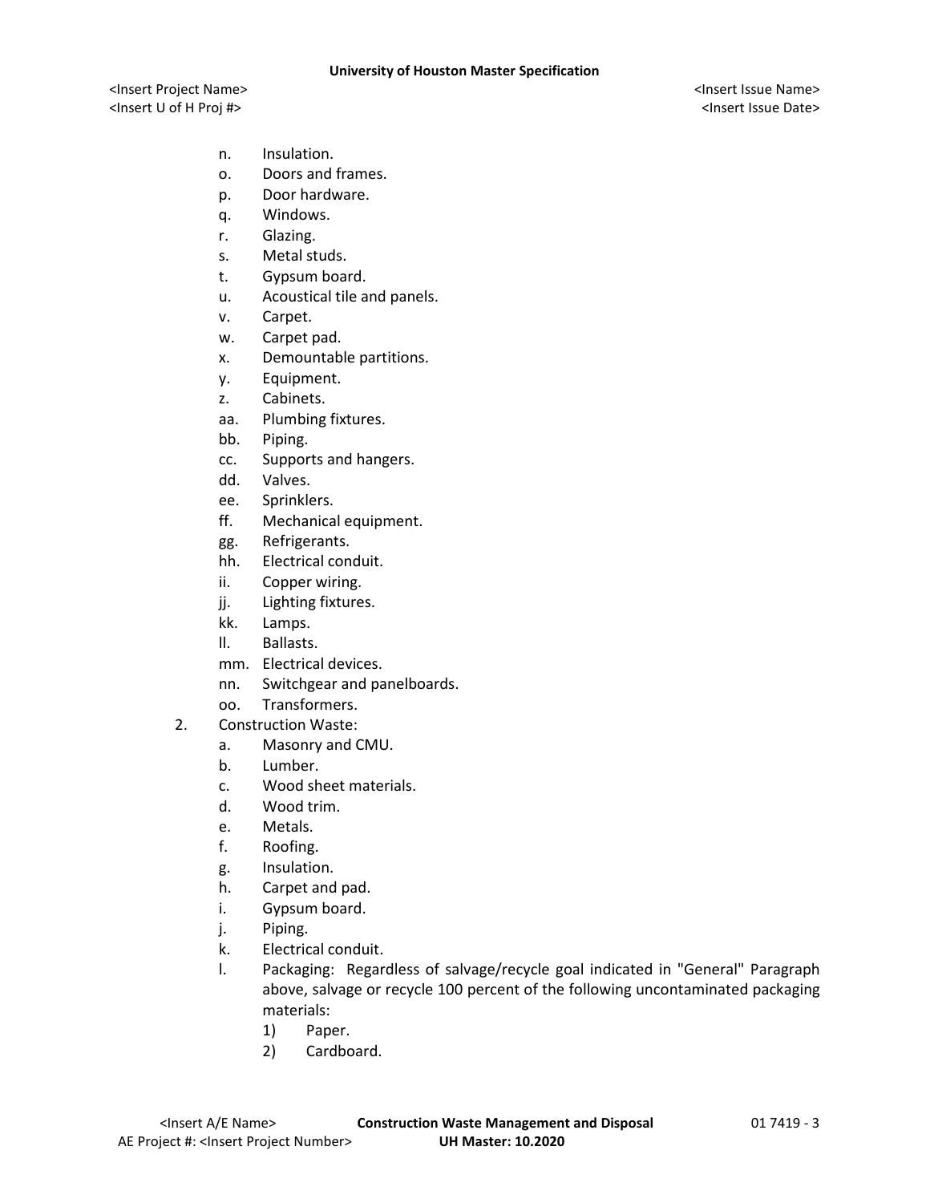n. Insulation.
o. Doors and frames.
p. Door hardware.
q. Windows.
r. Glazing.
s. Metal studs.
t. Gypsum board.
u. Acoustical tile and panels.
v. Carpet.
w. Carpet pad.
x. Demountable partitions.
y. Equipment.
z. Cabinets.
aa. Plumbing fixtures.
bb. Piping.
cc. Supports and hangers.
dd. Valves.
ee. Sprinklers.
ff. Mechanical equipment.
gg. Refrigerants.
hh. Electrical conduit.
ii. Copper wiring.
jj. Lighting fixtures.
kk. Lamps.
ll. Ballasts.
mm. Electrical devices.
nn. Switchgear and panelboards.
oo. Transformers.

2. Construction Waste:
   a. Masonry and CMU.
   b. Lumber.
   c. Wood sheet materials.
   d. Wood trim.
   e. Metals.
   f. Roofing.
   g. Insulation.
   h. Carpet and pad.
   i. Gypsum board.
   j. Piping.
   k. Electrical conduit.
   l. Packaging: Regardless of salvage/recycle goal indicated in "General" Paragraph above, salvage or recycle 100 percent of the following uncontaminated packaging materials:
      1) Paper.
      2) Cardboard.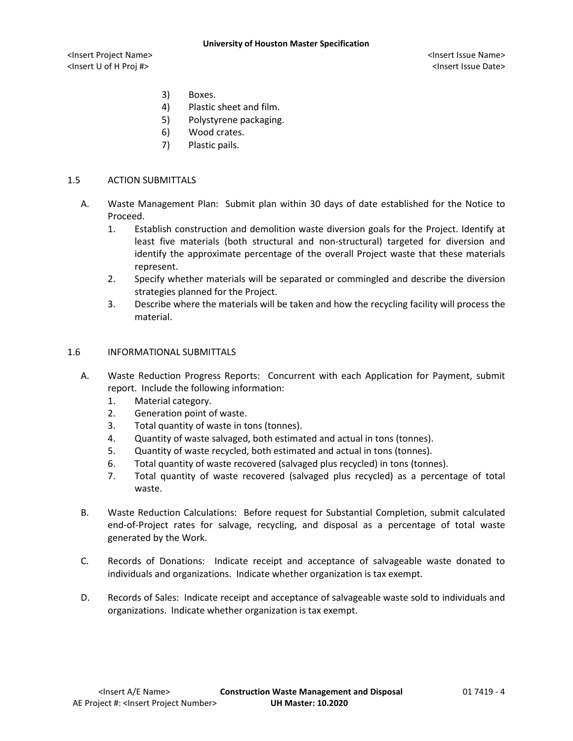3) Boxes.
4) Plastic sheet and film.
5) Polystyrene packaging.
6) Wood crates.
7) Plastic pails.

## 1.5 ACTION SUBMITTALS

A. Waste Management Plan: Submit plan within 30 days of date established for the Notice to Proceed.
   1. Establish construction and demolition waste diversion goals for the Project. Identify at least five materials (both structural and non-structural) targeted for diversion and identify the approximate percentage of the overall Project waste that these materials represent.
   2. Specify whether materials will be separated or commingled and describe the diversion strategies planned for the Project.
   3. Describe where the materials will be taken and how the recycling facility will process the material.

## 1.6 INFORMATIONAL SUBMITTALS

A. Waste Reduction Progress Reports: Concurrent with each Application for Payment, submit report. Include the following information:
   1. Material category.
   2. Generation point of waste.
   3. Total quantity of waste in tons (tonnes).
   4. Quantity of waste salvaged, both estimated and actual in tons (tonnes).
   5. Quantity of waste recycled, both estimated and actual in tons (tonnes).
   6. Total quantity of waste recovered (salvaged plus recycled) in tons (tonnes).
   7. Total quantity of waste recovered (salvaged plus recycled) as a percentage of total waste.

B. Waste Reduction Calculations: Before request for Substantial Completion, submit calculated end-of-Project rates for salvage, recycling, and disposal as a percentage of total waste generated by the Work.

C. Records of Donations: Indicate receipt and acceptance of salvageable waste donated to individuals and organizations. Indicate whether organization is tax exempt.

D. Records of Sales: Indicate receipt and acceptance of salvageable waste sold to individuals and organizations. Indicate whether organization is tax exempt.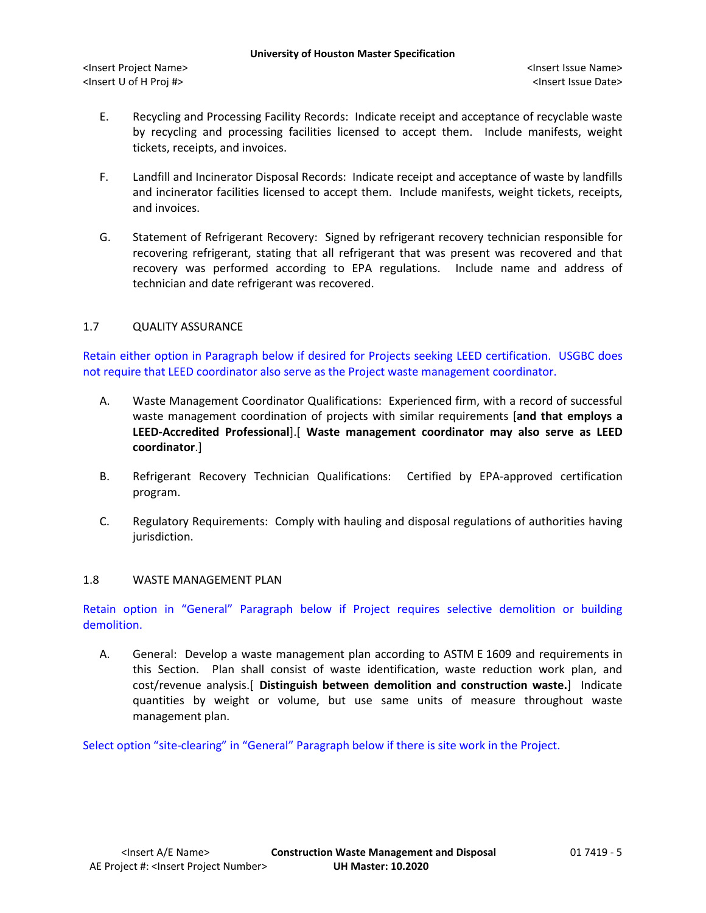E. Recycling and Processing Facility Records: Indicate receipt and acceptance of recyclable waste by recycling and processing facilities licensed to accept them. Include manifests, weight tickets, receipts, and invoices.

F. Landfill and Incinerator Disposal Records: Indicate receipt and acceptance of waste by landfills and incinerator facilities licensed to accept them. Include manifests, weight tickets, receipts, and invoices.

G. Statement of Refrigerant Recovery: Signed by refrigerant recovery technician responsible for recovering refrigerant, stating that all refrigerant that was present was recovered and that recovery was performed according to EPA regulations. Include name and address of technician and date refrigerant was recovered.

## 1.7 QUALITY ASSURANCE

Retain either option in Paragraph below if desired for Projects seeking LEED certification. USGBC does not require that LEED coordinator also serve as the Project waste management coordinator.

A. Waste Management Coordinator Qualifications: Experienced firm, with a record of successful waste management coordination of projects with similar requirements [**and that employs a LEED-Accredited Professional**].[ **Waste management coordinator may also serve as LEED coordinator**.]

B. Refrigerant Recovery Technician Qualifications: Certified by EPA-approved certification program.

C. Regulatory Requirements: Comply with hauling and disposal regulations of authorities having jurisdiction.

## 1.8 WASTE MANAGEMENT PLAN

Retain option in "General" Paragraph below if Project requires selective demolition or building demolition.

A. General: Develop a waste management plan according to ASTM E 1609 and requirements in this Section. Plan shall consist of waste identification, waste reduction work plan, and cost/revenue analysis.[ **Distinguish between demolition and construction waste.**] Indicate quantities by weight or volume, but use same units of measure throughout waste management plan.

Select option "site-clearing" in "General" Paragraph below if there is site work in the Project.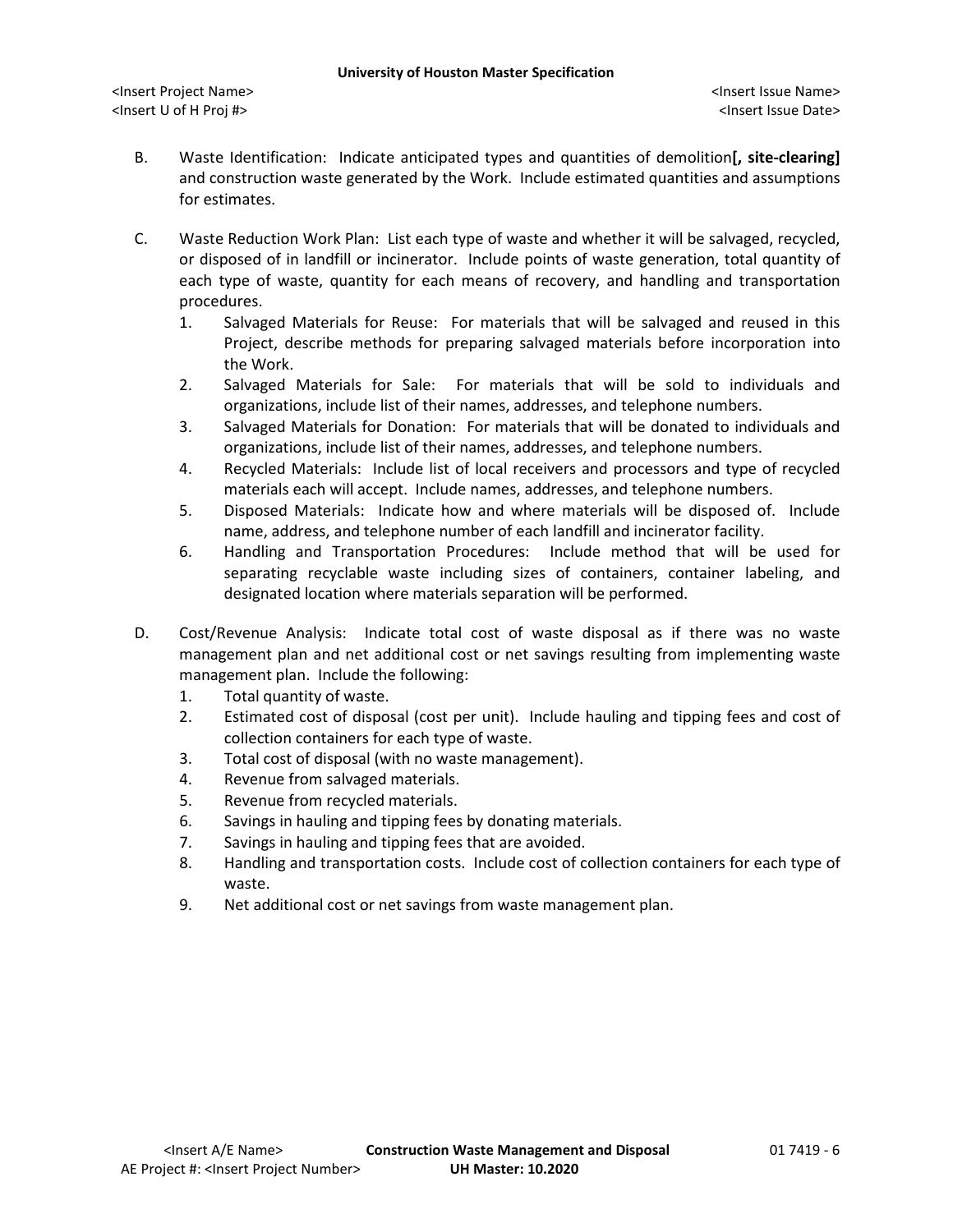B. Waste Identification: Indicate anticipated types and quantities of demolition**[, site-clearing]** and construction waste generated by the Work. Include estimated quantities and assumptions for estimates.

C. Waste Reduction Work Plan: List each type of waste and whether it will be salvaged, recycled, or disposed of in landfill or incinerator. Include points of waste generation, total quantity of each type of waste, quantity for each means of recovery, and handling and transportation procedures.

1. Salvaged Materials for Reuse: For materials that will be salvaged and reused in this Project, describe methods for preparing salvaged materials before incorporation into the Work.
2. Salvaged Materials for Sale: For materials that will be sold to individuals and organizations, include list of their names, addresses, and telephone numbers.
3. Salvaged Materials for Donation: For materials that will be donated to individuals and organizations, include list of their names, addresses, and telephone numbers.
4. Recycled Materials: Include list of local receivers and processors and type of recycled materials each will accept. Include names, addresses, and telephone numbers.
5. Disposed Materials: Indicate how and where materials will be disposed of. Include name, address, and telephone number of each landfill and incinerator facility.
6. Handling and Transportation Procedures: Include method that will be used for separating recyclable waste including sizes of containers, container labeling, and designated location where materials separation will be performed.

D. Cost/Revenue Analysis: Indicate total cost of waste disposal as if there was no waste management plan and net additional cost or net savings resulting from implementing waste management plan. Include the following:

1. Total quantity of waste.
2. Estimated cost of disposal (cost per unit). Include hauling and tipping fees and cost of collection containers for each type of waste.
3. Total cost of disposal (with no waste management).
4. Revenue from salvaged materials.
5. Revenue from recycled materials.
6. Savings in hauling and tipping fees by donating materials.
7. Savings in hauling and tipping fees that are avoided.
8. Handling and transportation costs. Include cost of collection containers for each type of waste.
9. Net additional cost or net savings from waste management plan.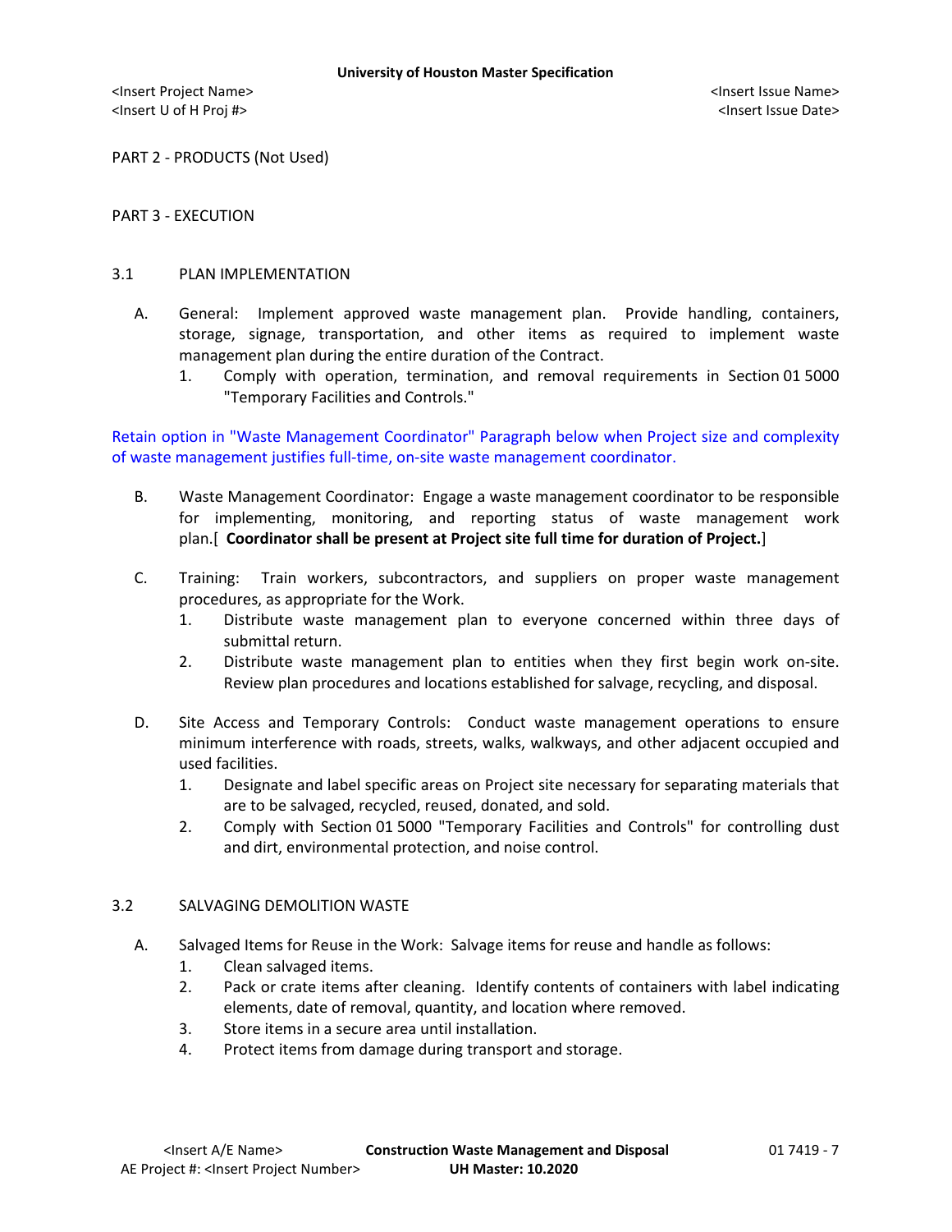PART 2 - PRODUCTS (Not Used)

PART 3 - EXECUTION

3.1 PLAN IMPLEMENTATION

A. General: Implement approved waste management plan. Provide handling, containers, storage, signage, transportation, and other items as required to implement waste management plan during the entire duration of the Contract.
   1. Comply with operation, termination, and removal requirements in Section 01 5000 "Temporary Facilities and Controls."

Retain option in "Waste Management Coordinator" Paragraph below when Project size and complexity of waste management justifies full-time, on-site waste management coordinator.

B. Waste Management Coordinator: Engage a waste management coordinator to be responsible for implementing, monitoring, and reporting status of waste management work plan.[ **Coordinator shall be present at Project site full time for duration of Project.**]

C. Training: Train workers, subcontractors, and suppliers on proper waste management procedures, as appropriate for the Work.
   1. Distribute waste management plan to everyone concerned within three days of submittal return.
   2. Distribute waste management plan to entities when they first begin work on-site. Review plan procedures and locations established for salvage, recycling, and disposal.

D. Site Access and Temporary Controls: Conduct waste management operations to ensure minimum interference with roads, streets, walks, walkways, and other adjacent occupied and used facilities.
   1. Designate and label specific areas on Project site necessary for separating materials that are to be salvaged, recycled, reused, donated, and sold.
   2. Comply with Section 01 5000 "Temporary Facilities and Controls" for controlling dust and dirt, environmental protection, and noise control.

3.2 SALVAGING DEMOLITION WASTE

A. Salvaged Items for Reuse in the Work: Salvage items for reuse and handle as follows:
   1. Clean salvaged items.
   2. Pack or crate items after cleaning. Identify contents of containers with label indicating elements, date of removal, quantity, and location where removed.
   3. Store items in a secure area until installation.
   4. Protect items from damage during transport and storage.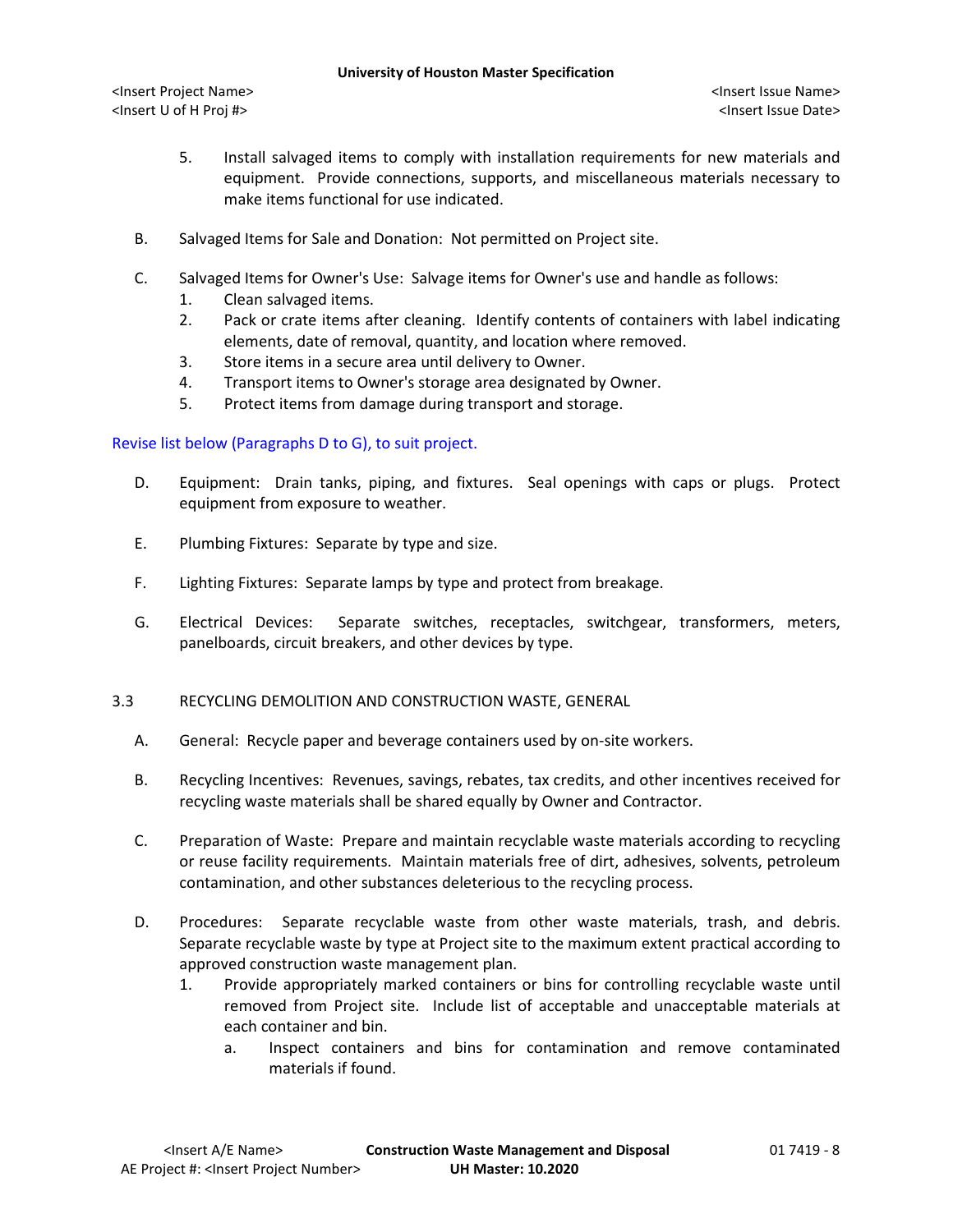5. Install salvaged items to comply with installation requirements for new materials and equipment. Provide connections, supports, and miscellaneous materials necessary to make items functional for use indicated.

B. Salvaged Items for Sale and Donation: Not permitted on Project site.

C. Salvaged Items for Owner's Use: Salvage items for Owner's use and handle as follows:
   1. Clean salvaged items.
   2. Pack or crate items after cleaning. Identify contents of containers with label indicating elements, date of removal, quantity, and location where removed.
   3. Store items in a secure area until delivery to Owner.
   4. Transport items to Owner's storage area designated by Owner.
   5. Protect items from damage during transport and storage.

Revise list below (Paragraphs D to G), to suit project.

D. Equipment: Drain tanks, piping, and fixtures. Seal openings with caps or plugs. Protect equipment from exposure to weather.

E. Plumbing Fixtures: Separate by type and size.

F. Lighting Fixtures: Separate lamps by type and protect from breakage.

G. Electrical Devices: Separate switches, receptacles, switchgear, transformers, meters, panelboards, circuit breakers, and other devices by type.

## 3.3 RECYCLING DEMOLITION AND CONSTRUCTION WASTE, GENERAL

A. General: Recycle paper and beverage containers used by on-site workers.

B. Recycling Incentives: Revenues, savings, rebates, tax credits, and other incentives received for recycling waste materials shall be shared equally by Owner and Contractor.

C. Preparation of Waste: Prepare and maintain recyclable waste materials according to recycling or reuse facility requirements. Maintain materials free of dirt, adhesives, solvents, petroleum contamination, and other substances deleterious to the recycling process.

D. Procedures: Separate recyclable waste from other waste materials, trash, and debris. Separate recyclable waste by type at Project site to the maximum extent practical according to approved construction waste management plan.
   1. Provide appropriately marked containers or bins for controlling recyclable waste until removed from Project site. Include list of acceptable and unacceptable materials at each container and bin.
      a. Inspect containers and bins for contamination and remove contaminated materials if found.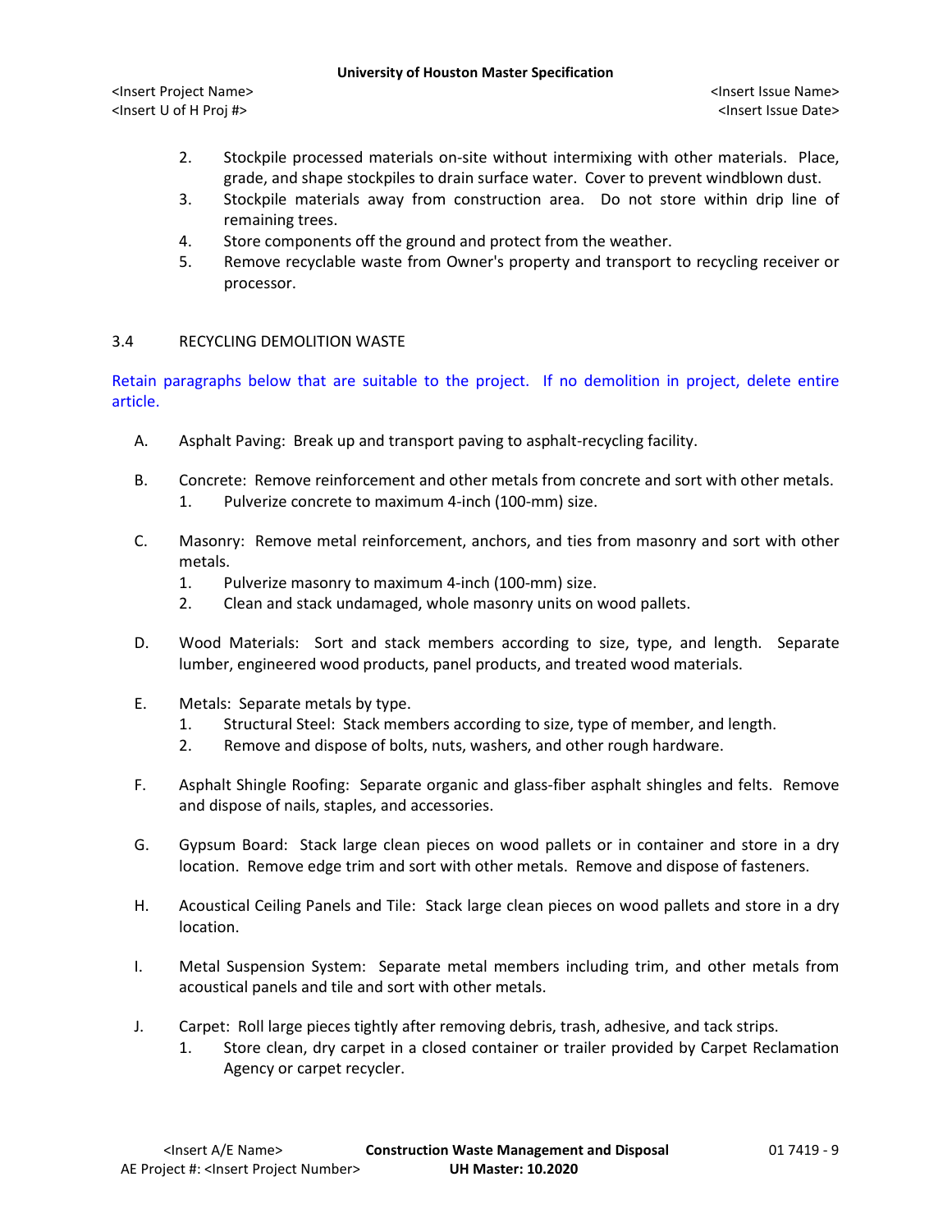2. Stockpile processed materials on-site without intermixing with other materials. Place, grade, and shape stockpiles to drain surface water. Cover to prevent windblown dust.
3. Stockpile materials away from construction area. Do not store within drip line of remaining trees.
4. Store components off the ground and protect from the weather.
5. Remove recyclable waste from Owner's property and transport to recycling receiver or processor.

## 3.4 RECYCLING DEMOLITION WASTE

Retain paragraphs below that are suitable to the project. If no demolition in project, delete entire article.

A. Asphalt Paving: Break up and transport paving to asphalt-recycling facility.

B. Concrete: Remove reinforcement and other metals from concrete and sort with other metals.
   1. Pulverize concrete to maximum 4-inch (100-mm) size.

C. Masonry: Remove metal reinforcement, anchors, and ties from masonry and sort with other metals.
   1. Pulverize masonry to maximum 4-inch (100-mm) size.
   2. Clean and stack undamaged, whole masonry units on wood pallets.

D. Wood Materials: Sort and stack members according to size, type, and length. Separate lumber, engineered wood products, panel products, and treated wood materials.

E. Metals: Separate metals by type.
   1. Structural Steel: Stack members according to size, type of member, and length.
   2. Remove and dispose of bolts, nuts, washers, and other rough hardware.

F. Asphalt Shingle Roofing: Separate organic and glass-fiber asphalt shingles and felts. Remove and dispose of nails, staples, and accessories.

G. Gypsum Board: Stack large clean pieces on wood pallets or in container and store in a dry location. Remove edge trim and sort with other metals. Remove and dispose of fasteners.

H. Acoustical Ceiling Panels and Tile: Stack large clean pieces on wood pallets and store in a dry location.

I. Metal Suspension System: Separate metal members including trim, and other metals from acoustical panels and tile and sort with other metals.

J. Carpet: Roll large pieces tightly after removing debris, trash, adhesive, and tack strips.
   1. Store clean, dry carpet in a closed container or trailer provided by Carpet Reclamation Agency or carpet recycler.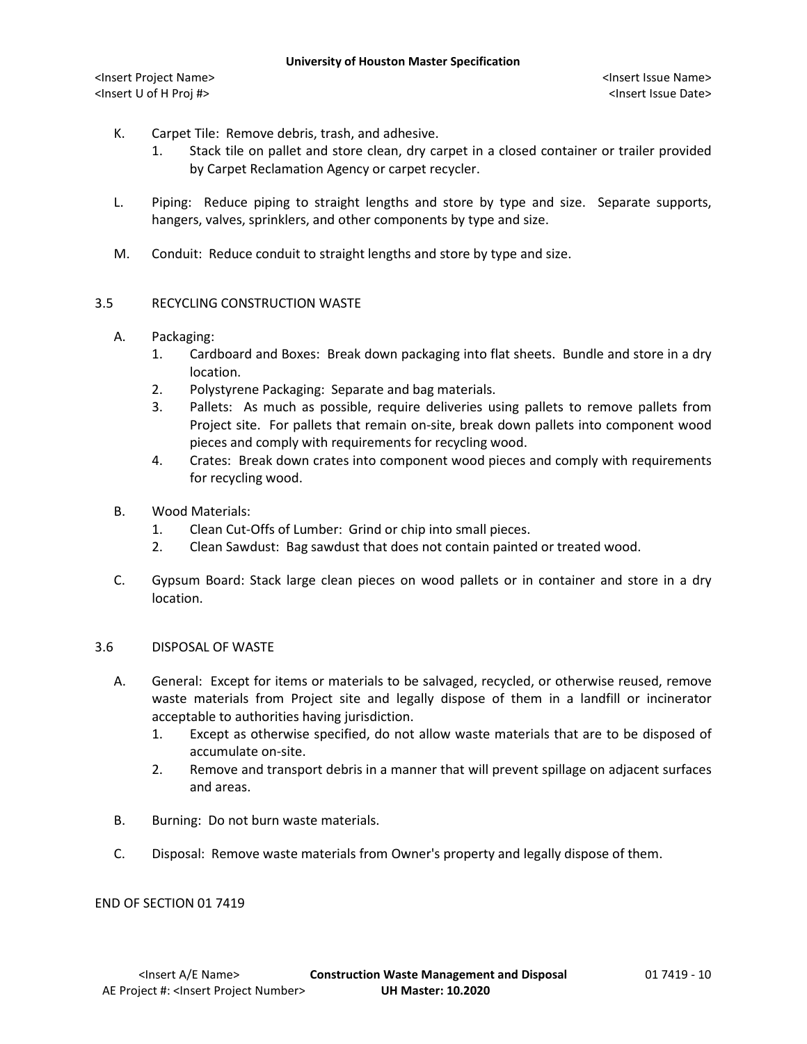K. Carpet Tile: Remove debris, trash, and adhesive.
   1. Stack tile on pallet and store clean, dry carpet in a closed container or trailer provided by Carpet Reclamation Agency or carpet recycler.

L. Piping: Reduce piping to straight lengths and store by type and size. Separate supports, hangers, valves, sprinklers, and other components by type and size.

M. Conduit: Reduce conduit to straight lengths and store by type and size.

## 3.5 RECYCLING CONSTRUCTION WASTE

A. Packaging:
   1. Cardboard and Boxes: Break down packaging into flat sheets. Bundle and store in a dry location.
   2. Polystyrene Packaging: Separate and bag materials.
   3. Pallets: As much as possible, require deliveries using pallets to remove pallets from Project site. For pallets that remain on-site, break down pallets into component wood pieces and comply with requirements for recycling wood.
   4. Crates: Break down crates into component wood pieces and comply with requirements for recycling wood.

B. Wood Materials:
   1. Clean Cut-Offs of Lumber: Grind or chip into small pieces.
   2. Clean Sawdust: Bag sawdust that does not contain painted or treated wood.

C. Gypsum Board: Stack large clean pieces on wood pallets or in container and store in a dry location.

## 3.6 DISPOSAL OF WASTE

A. General: Except for items or materials to be salvaged, recycled, or otherwise reused, remove waste materials from Project site and legally dispose of them in a landfill or incinerator acceptable to authorities having jurisdiction.
   1. Except as otherwise specified, do not allow waste materials that are to be disposed of accumulate on-site.
   2. Remove and transport debris in a manner that will prevent spillage on adjacent surfaces and areas.

B. Burning: Do not burn waste materials.

C. Disposal: Remove waste materials from Owner's property and legally dispose of them.

END OF SECTION 01 7419